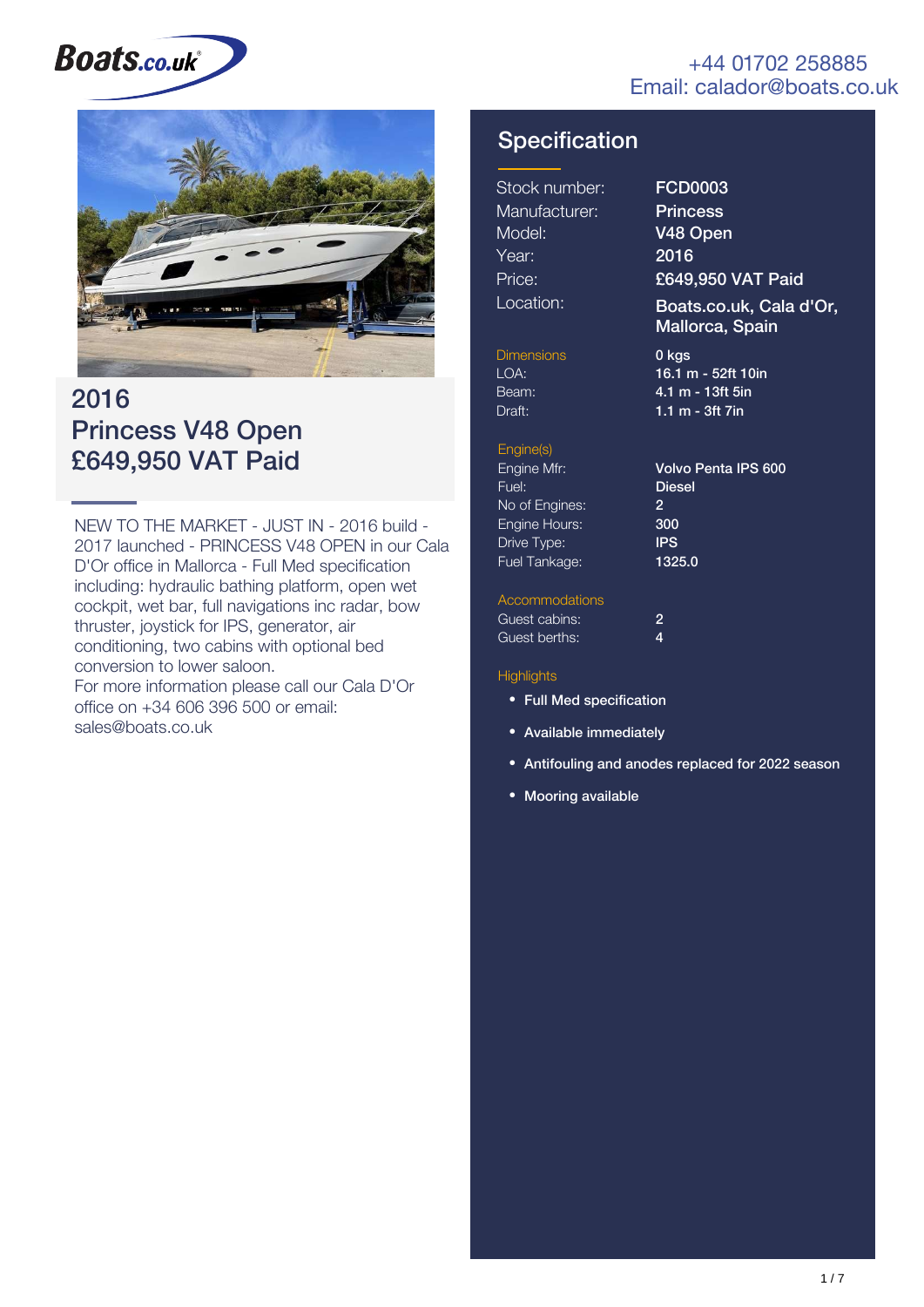Boats.co.uk

+44 01702 258885
Email: calador@boats.co.uk

# 2016 Princess V48 Open £649,950 VAT Paid

NEW TO THE MARKET - JUST IN - 2016 build - 2017 launched - PRINCESS V48 OPEN in our Cala D'Or office in Mallorca - Full Med specification including: hydraulic bathing platform, open wet cockpit, wet bar, full navigations inc radar, bow thruster, joystick for IPS, generator, air conditioning, two cabins with optional bed conversion to lower saloon.
For more information please call our Cala D'Or office on +34 606 396 500 or email: sales@boats.co.uk

## Specification

| | |
|---|---|
| Stock number: | FCD0003 |
| Manufacturer: | Princess |
| Model: | V48 Open |
| Year: | 2016 |
| Price: | £649,950 VAT Paid |
| Location: | Boats.co.uk, Cala d'Or, Mallorca, Spain |

### Dimensions

| | |
|---|---|
| | 0 kgs |
| LOA: | 16.1 m - 52ft 10in |
| Beam: | 4.1 m - 13ft 5in |
| Draft: | 1.1 m - 3ft 7in |

### Engine(s)

| | |
|---|---|
| Engine Mfr: | Volvo Penta IPS 600 |
| Fuel: | Diesel |
| No of Engines: | 2 |
| Engine Hours: | 300 |
| Drive Type: | IPS |
| Fuel Tankage: | 1325.0 |

### Accommodations

| | |
|---|---|
| Guest cabins: | 2 |
| Guest berths: | 4 |

### Highlights

- Full Med specification
- Available immediately
- Antifouling and anodes replaced for 2022 season
- Mooring available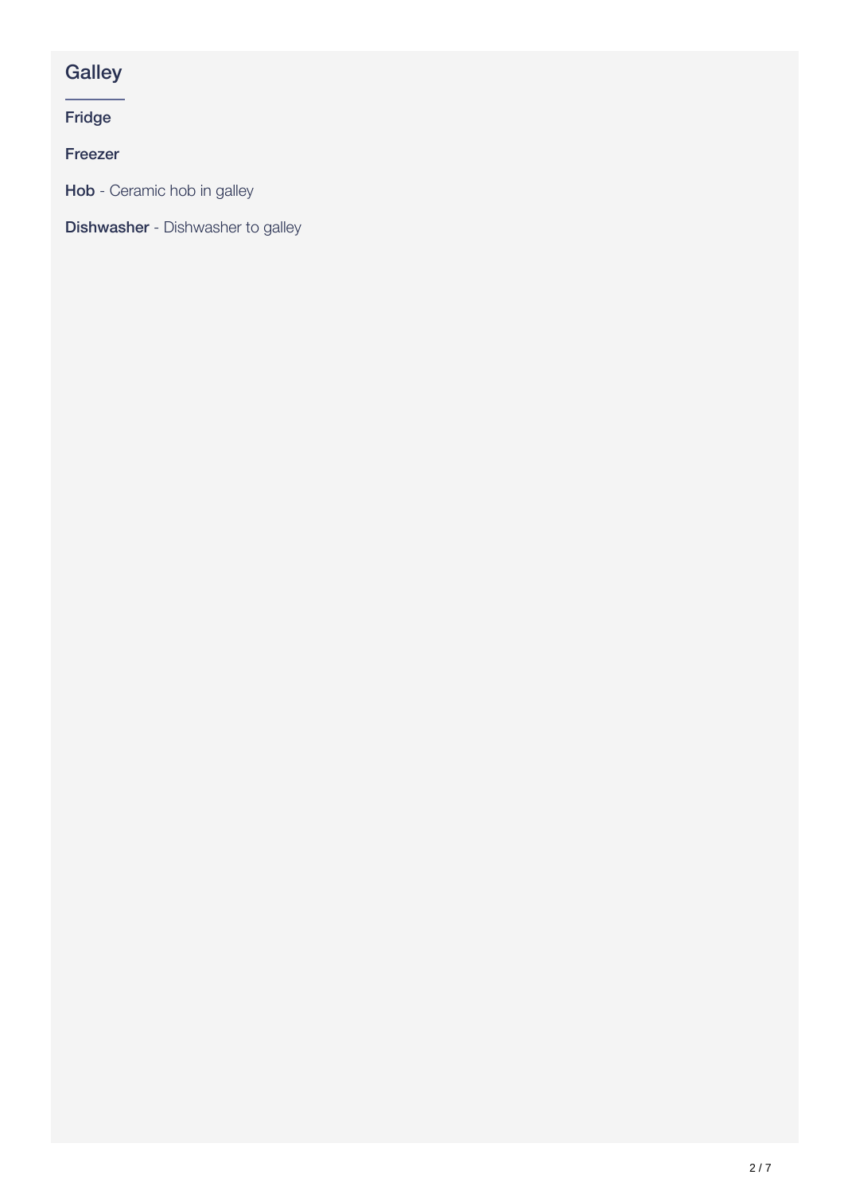## Galley

**Fridge**

**Freezer**

**Hob** - Ceramic hob in galley

**Dishwasher** - Dishwasher to galley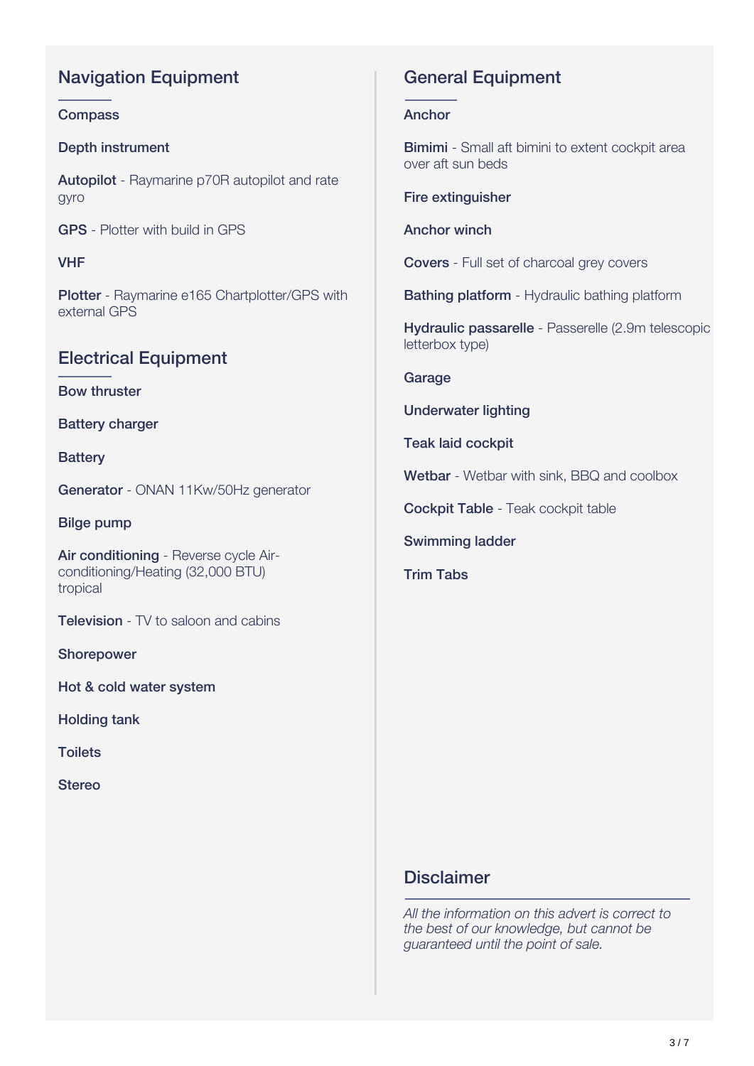## Navigation Equipment

**Compass**

**Depth instrument**

**Autopilot** - Raymarine p70R autopilot and rate gyro

**GPS** - Plotter with build in GPS

**VHF**

**Plotter** - Raymarine e165 Chartplotter/GPS with external GPS

## Electrical Equipment

**Bow thruster**

**Battery charger**

**Battery**

**Generator** - ONAN 11Kw/50Hz generator

**Bilge pump**

**Air conditioning** - Reverse cycle Air-conditioning/Heating (32,000 BTU) tropical

**Television** - TV to saloon and cabins

**Shorepower**

**Hot & cold water system**

**Holding tank**

**Toilets**

**Stereo**

## General Equipment

**Anchor**

**Bimimi** - Small aft bimini to extent cockpit area over aft sun beds

**Fire extinguisher**

**Anchor winch**

**Covers** - Full set of charcoal grey covers

**Bathing platform** - Hydraulic bathing platform

**Hydraulic passarelle** - Passerelle (2.9m telescopic letterbox type)

**Garage**

**Underwater lighting**

**Teak laid cockpit**

**Wetbar** - Wetbar with sink, BBQ and coolbox

**Cockpit Table** - Teak cockpit table

**Swimming ladder**

**Trim Tabs**

## Disclaimer

*All the information on this advert is correct to the best of our knowledge, but cannot be guaranteed until the point of sale.*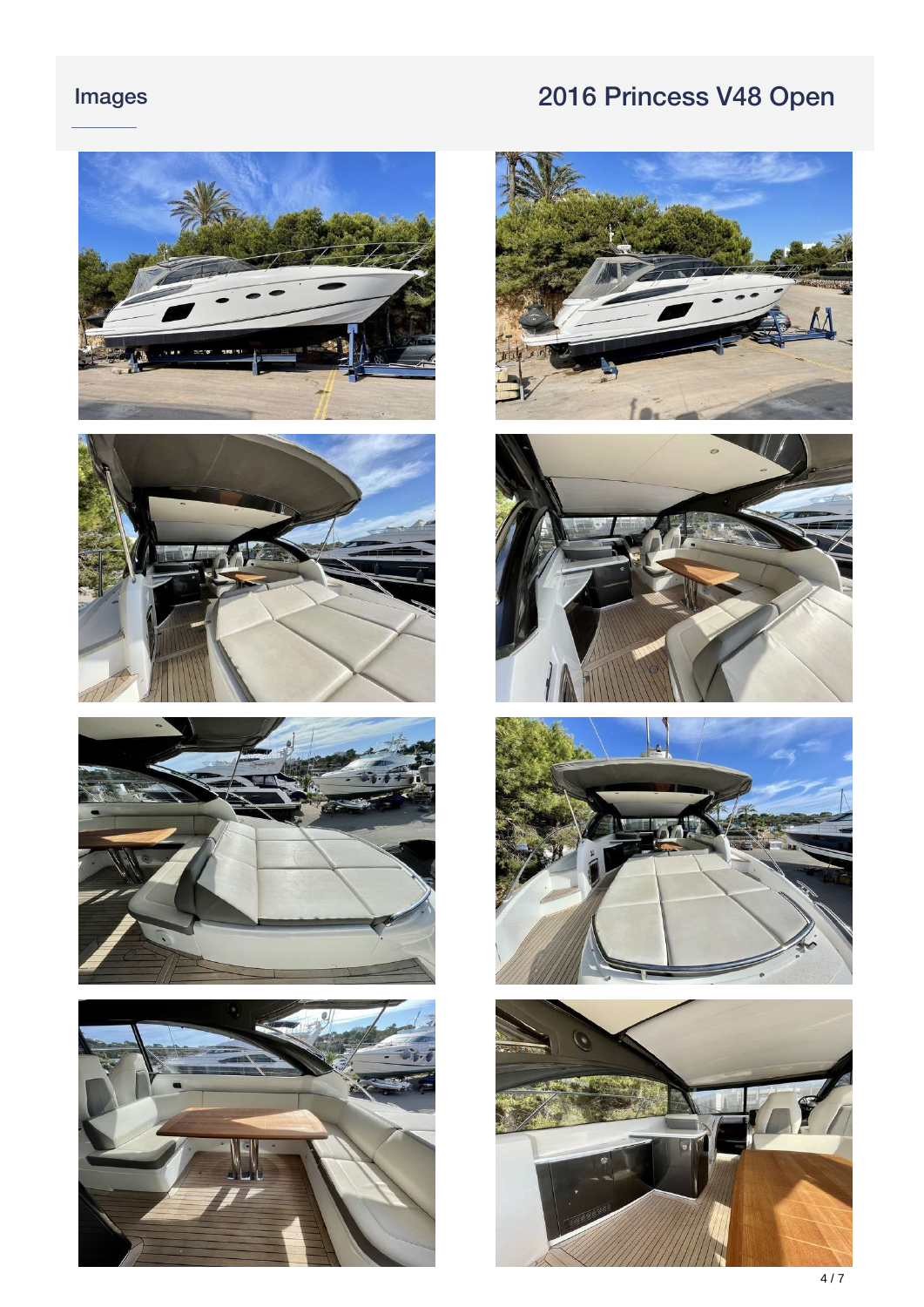## Images

## 2016 Princess V48 Open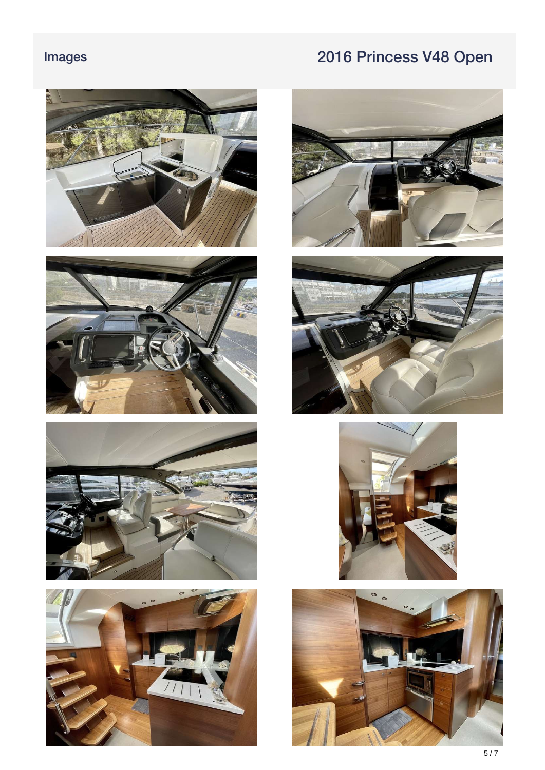## Images

## 2016 Princess V48 Open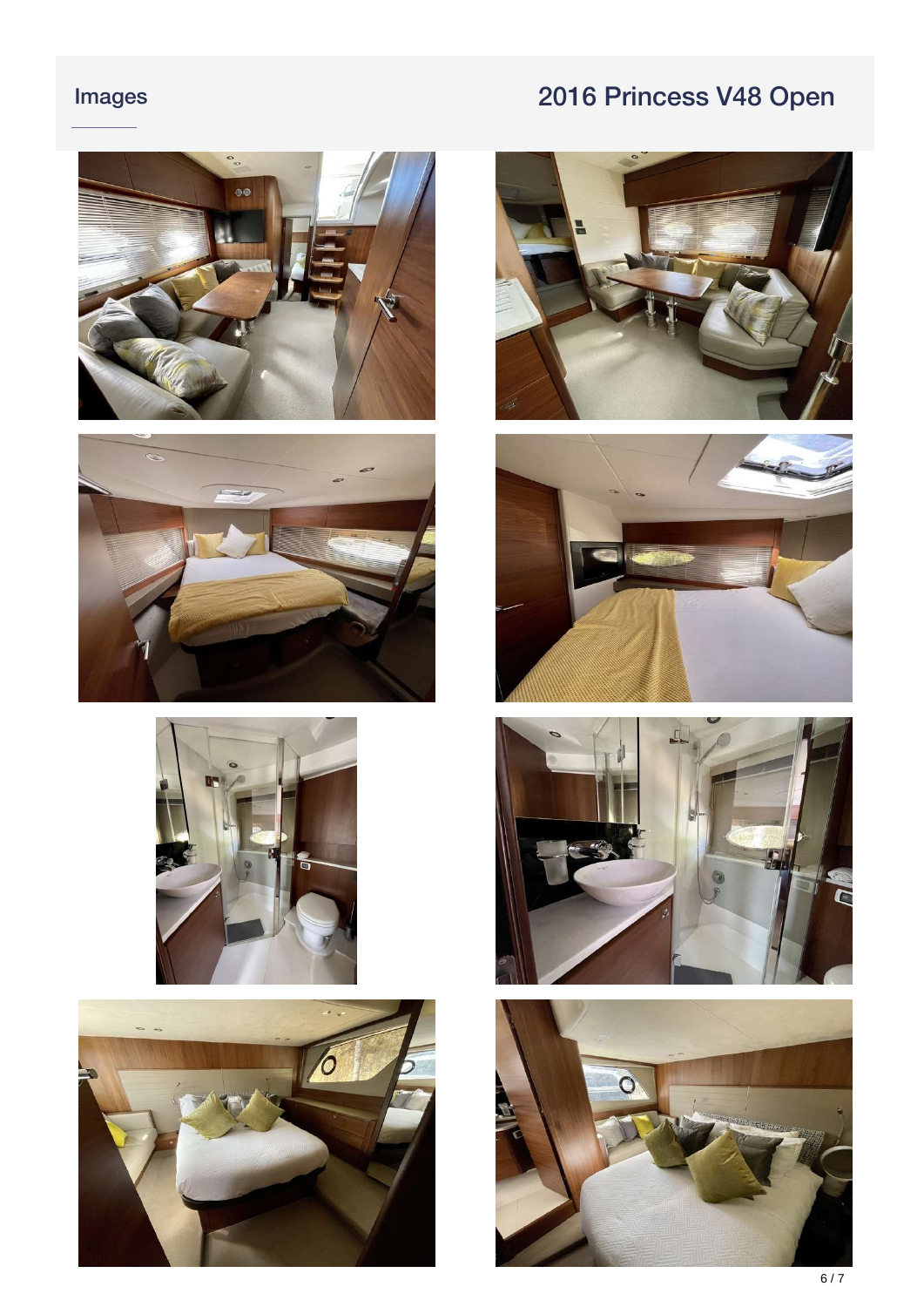## Images

## 2016 Princess V48 Open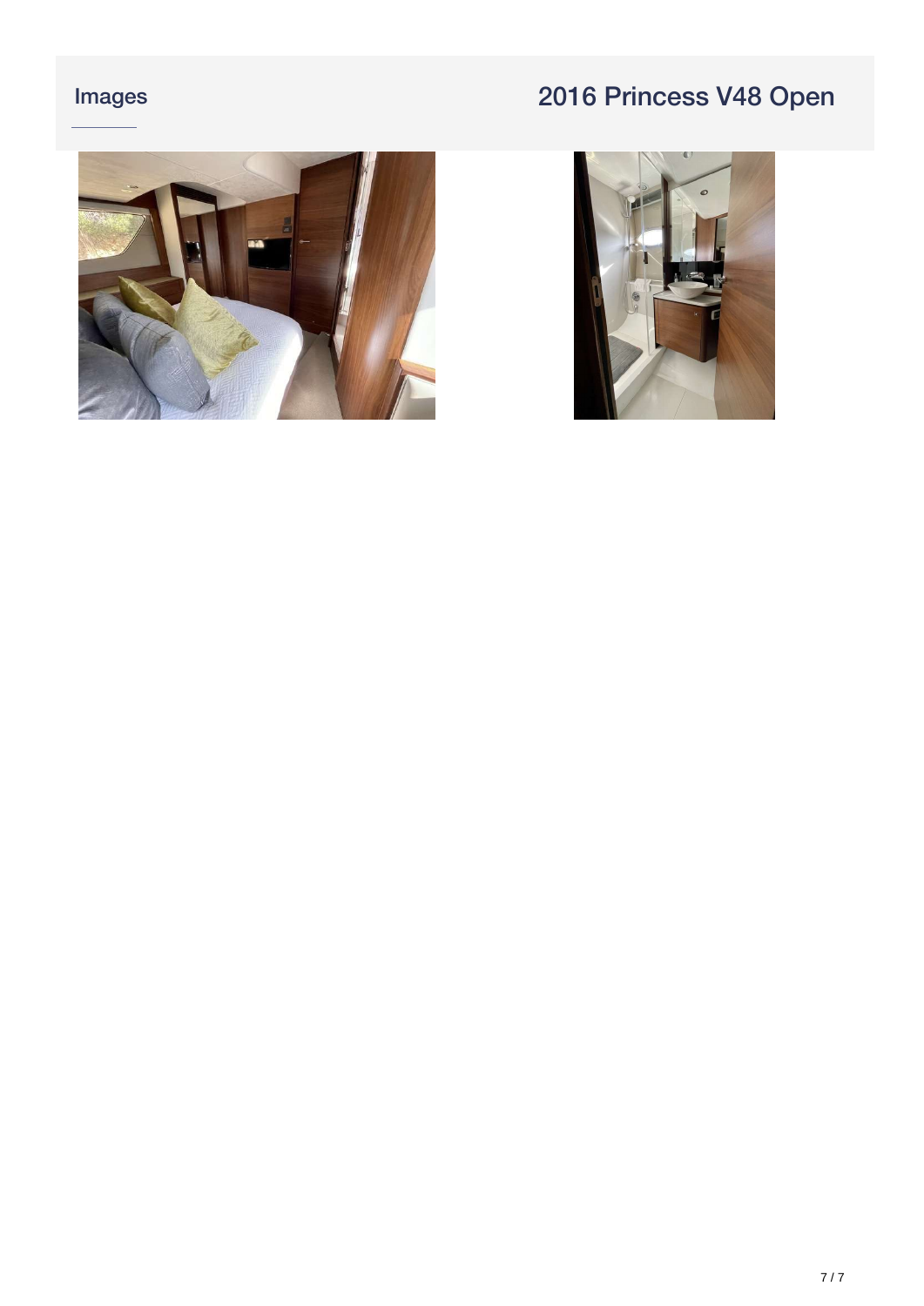## Images

## 2016 Princess V48 Open